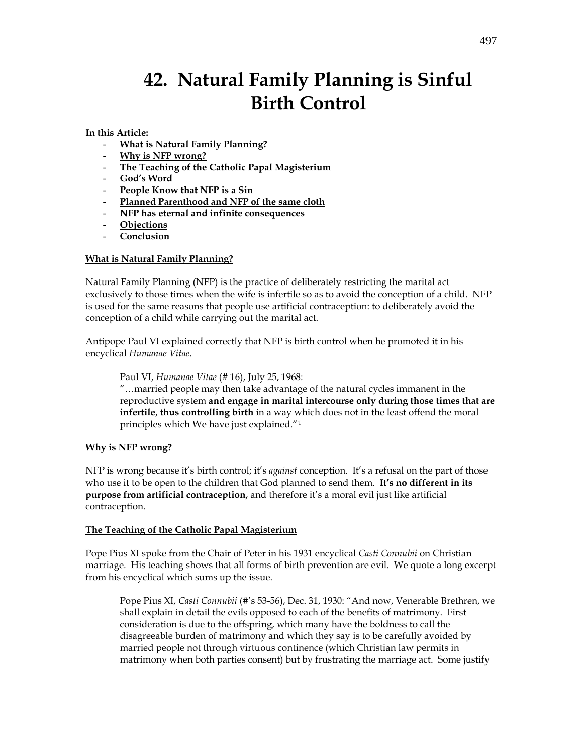# 42. Natural Family Planning is Sinful Birth Control

**In this Article:**

- **What is Natural Family Planning?**
- **Why is NFP wrong?**
- **The Teaching of the Catholic Papal Magisterium**
- **God's Word**
- **People Know that NFP is a Sin**
- **Planned Parenthood and NFP of the same cloth**
- **NFP has eternal and infinite consequences**
- **Objections**
- **Conclusion**

## What is Natural Family Planning?

Natural Family Planning (NFP) is the practice of deliberately restricting the marital act exclusively to those times when the wife is infertile so as to avoid the conception of a child. NFP is used for the same reasons that people use artificial contraception: to deliberately avoid the conception of a child while carrying out the marital act.

Antipope Paul VI explained correctly that NFP is birth control when he promoted it in his encyclical *Humanae Vitae*.

> Paul VI, *Humanae Vitae* (# 16), July 25, 1968:
> "…married people may then take advantage of the natural cycles immanent in the reproductive system **and engage in marital intercourse only during those times that are infertile**, **thus controlling birth** in a way which does not in the least offend the moral principles which We have just explained."[1]

## Why is NFP wrong?

NFP is wrong because it's birth control; it's *against* conception. It's a refusal on the part of those who use it to be open to the children that God planned to send them. **It's no different in its purpose from artificial contraception,** and therefore it's a moral evil just like artificial contraception.

## The Teaching of the Catholic Papal Magisterium

Pope Pius XI spoke from the Chair of Peter in his 1931 encyclical *Casti Connubii* on Christian marriage. His teaching shows that <u>all forms of birth prevention are evil</u>. We quote a long excerpt from his encyclical which sums up the issue.

> Pope Pius XI, *Casti Connubii* (#'s 53-56), Dec. 31, 1930: "And now, Venerable Brethren, we shall explain in detail the evils opposed to each of the benefits of matrimony. First consideration is due to the offspring, which many have the boldness to call the disagreeable burden of matrimony and which they say is to be carefully avoided by married people not through virtuous continence (which Christian law permits in matrimony when both parties consent) but by frustrating the marriage act. Some justify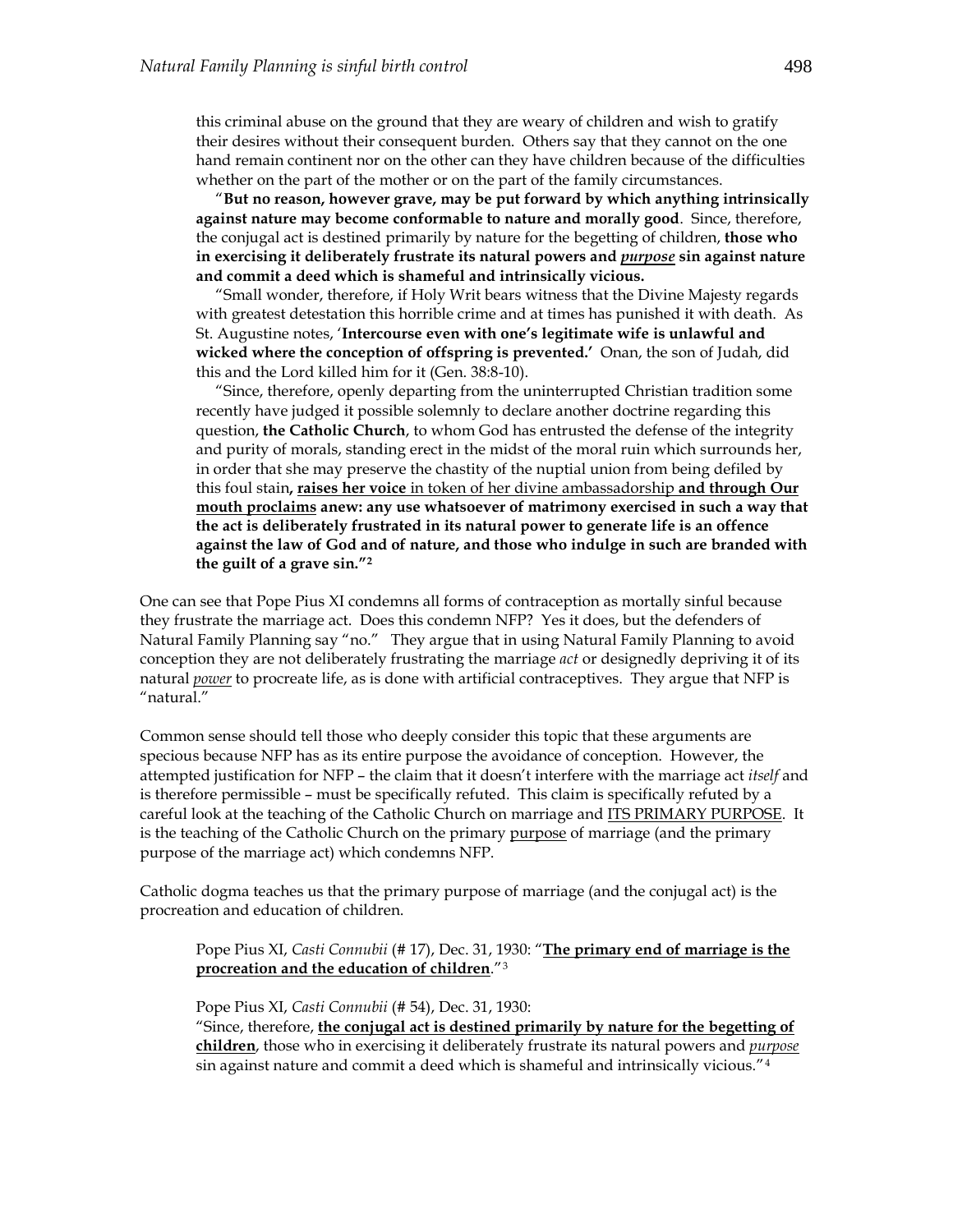this criminal abuse on the ground that they are weary of children and wish to gratify their desires without their consequent burden. Others say that they cannot on the one hand remain continent nor on the other can they have children because of the difficulties whether on the part of the mother or on the part of the family circumstances.

> "**But no reason, however grave, may be put forward by which anything intrinsically against nature may become conformable to nature and morally good**. Since, therefore, the conjugal act is destined primarily by nature for the begetting of children, **those who in exercising it deliberately frustrate its natural powers and *purpose* sin against nature and commit a deed which is shameful and intrinsically vicious.**
>
> "Small wonder, therefore, if Holy Writ bears witness that the Divine Majesty regards with greatest detestation this horrible crime and at times has punished it with death. As St. Augustine notes, '**Intercourse even with one's legitimate wife is unlawful and wicked where the conception of offspring is prevented.'** Onan, the son of Judah, did this and the Lord killed him for it (Gen. 38:8-10).
>
> "Since, therefore, openly departing from the uninterrupted Christian tradition some recently have judged it possible solemnly to declare another doctrine regarding this question, **the Catholic Church**, to whom God has entrusted the defense of the integrity and purity of morals, standing erect in the midst of the moral ruin which surrounds her, in order that she may preserve the chastity of the nuptial union from being defiled by this foul stain**, raises her voice** in token of her divine ambassadorship **and through Our mouth proclaims anew: any use whatsoever of matrimony exercised in such a way that the act is deliberately frustrated in its natural power to generate life is an offence against the law of God and of nature, and those who indulge in such are branded with the guilt of a grave sin."**[2]

One can see that Pope Pius XI condemns all forms of contraception as mortally sinful because they frustrate the marriage act. Does this condemn NFP? Yes it does, but the defenders of Natural Family Planning say "no." They argue that in using Natural Family Planning to avoid conception they are not deliberately frustrating the marriage *act* or designedly depriving it of its natural *power* to procreate life, as is done with artificial contraceptives. They argue that NFP is "natural."

Common sense should tell those who deeply consider this topic that these arguments are specious because NFP has as its entire purpose the avoidance of conception. However, the attempted justification for NFP – the claim that it doesn't interfere with the marriage act *itself* and is therefore permissible – must be specifically refuted. This claim is specifically refuted by a careful look at the teaching of the Catholic Church on marriage and ITS PRIMARY PURPOSE. It is the teaching of the Catholic Church on the primary purpose of marriage (and the primary purpose of the marriage act) which condemns NFP.

Catholic dogma teaches us that the primary purpose of marriage (and the conjugal act) is the procreation and education of children.

> Pope Pius XI, *Casti Connubii* (# 17), Dec. 31, 1930: "**The primary end of marriage is the procreation and the education of children**."[3]
>
> Pope Pius XI, *Casti Connubii* (# 54), Dec. 31, 1930:
> "Since, therefore, **the conjugal act is destined primarily by nature for the begetting of children**, those who in exercising it deliberately frustrate its natural powers and *purpose* sin against nature and commit a deed which is shameful and intrinsically vicious."[4]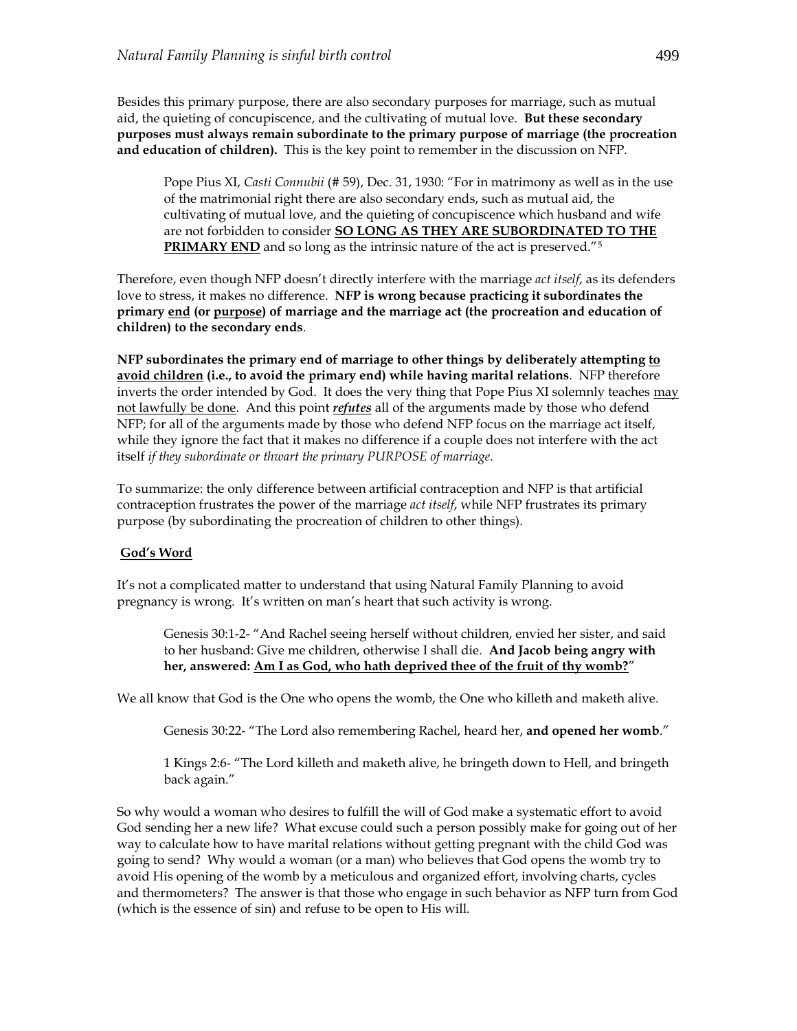Besides this primary purpose, there are also secondary purposes for marriage, such as mutual aid, the quieting of concupiscence, and the cultivating of mutual love. **But these secondary purposes must always remain subordinate to the primary purpose of marriage (the procreation and education of children).** This is the key point to remember in the discussion on NFP.

> Pope Pius XI, *Casti Connubii* (# 59), Dec. 31, 1930: "For in matrimony as well as in the use of the matrimonial right there are also secondary ends, such as mutual aid, the cultivating of mutual love, and the quieting of concupiscence which husband and wife are not forbidden to consider **<u>SO LONG AS THEY ARE SUBORDINATED TO THE PRIMARY END</u>** and so long as the intrinsic nature of the act is preserved."[5]

Therefore, even though NFP doesn't directly interfere with the marriage *act itself*, as its defenders love to stress, it makes no difference. **NFP is wrong because practicing it subordinates the primary <u>end</u> (or <u>purpose</u>) of marriage and the marriage act (the procreation and education of children) to the secondary ends**.

**NFP subordinates the primary end of marriage to other things by deliberately attempting <u>to avoid children</u> (i.e., to avoid the primary end) while having marital relations**. NFP therefore inverts the order intended by God. It does the very thing that Pope Pius XI solemnly teaches <u>may not lawfully be done</u>. And this point ***<u>refutes</u>*** all of the arguments made by those who defend NFP; for all of the arguments made by those who defend NFP focus on the marriage act itself, while they ignore the fact that it makes no difference if a couple does not interfere with the act itself *if they subordinate or thwart the primary PURPOSE of marriage*.

To summarize: the only difference between artificial contraception and NFP is that artificial contraception frustrates the power of the marriage *act itself*, while NFP frustrates its primary purpose (by subordinating the procreation of children to other things).

**<u>God's Word</u>**

It's not a complicated matter to understand that using Natural Family Planning to avoid pregnancy is wrong. It's written on man's heart that such activity is wrong.

> Genesis 30:1-2- "And Rachel seeing herself without children, envied her sister, and said to her husband: Give me children, otherwise I shall die. **And Jacob being angry with her, answered: <u>Am I as God, who hath deprived thee of the fruit of thy womb?</u>**"

We all know that God is the One who opens the womb, the One who killeth and maketh alive.

> Genesis 30:22- "The Lord also remembering Rachel, heard her, **and opened her womb**."

> 1 Kings 2:6- "The Lord killeth and maketh alive, he bringeth down to Hell, and bringeth back again."

So why would a woman who desires to fulfill the will of God make a systematic effort to avoid God sending her a new life? What excuse could such a person possibly make for going out of her way to calculate how to have marital relations without getting pregnant with the child God was going to send? Why would a woman (or a man) who believes that God opens the womb try to avoid His opening of the womb by a meticulous and organized effort, involving charts, cycles and thermometers? The answer is that those who engage in such behavior as NFP turn from God (which is the essence of sin) and refuse to be open to His will.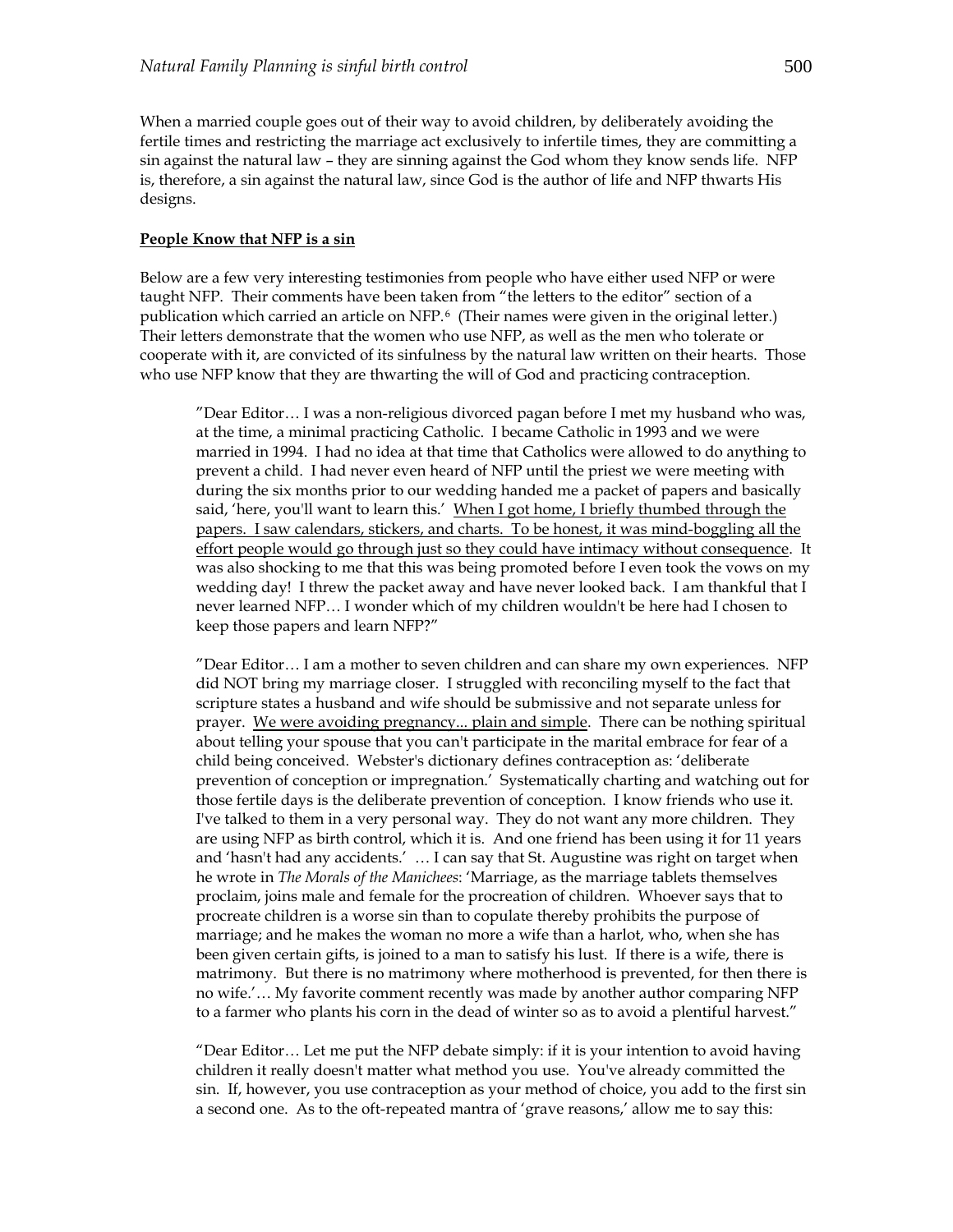When a married couple goes out of their way to avoid children, by deliberately avoiding the fertile times and restricting the marriage act exclusively to infertile times, they are committing a sin against the natural law – they are sinning against the God whom they know sends life. NFP is, therefore, a sin against the natural law, since God is the author of life and NFP thwarts His designs.

<u>**People Know that NFP is a sin**</u>

Below are a few very interesting testimonies from people who have either used NFP or were taught NFP. Their comments have been taken from "the letters to the editor" section of a publication which carried an article on NFP.[6] (Their names were given in the original letter.) Their letters demonstrate that the women who use NFP, as well as the men who tolerate or cooperate with it, are convicted of its sinfulness by the natural law written on their hearts. Those who use NFP know that they are thwarting the will of God and practicing contraception.

> "Dear Editor… I was a non-religious divorced pagan before I met my husband who was, at the time, a minimal practicing Catholic. I became Catholic in 1993 and we were married in 1994. I had no idea at that time that Catholics were allowed to do anything to prevent a child. I had never even heard of NFP until the priest we were meeting with during the six months prior to our wedding handed me a packet of papers and basically said, 'here, you'll want to learn this.' <u>When I got home, I briefly thumbed through the papers. I saw calendars, stickers, and charts. To be honest, it was mind-boggling all the effort people would go through just so they could have intimacy without consequence</u>. It was also shocking to me that this was being promoted before I even took the vows on my wedding day! I threw the packet away and have never looked back. I am thankful that I never learned NFP… I wonder which of my children wouldn't be here had I chosen to keep those papers and learn NFP?"

> "Dear Editor… I am a mother to seven children and can share my own experiences. NFP did NOT bring my marriage closer. I struggled with reconciling myself to the fact that scripture states a husband and wife should be submissive and not separate unless for prayer. <u>We were avoiding pregnancy... plain and simple</u>. There can be nothing spiritual about telling your spouse that you can't participate in the marital embrace for fear of a child being conceived. Webster's dictionary defines contraception as: 'deliberate prevention of conception or impregnation.' Systematically charting and watching out for those fertile days is the deliberate prevention of conception. I know friends who use it. I've talked to them in a very personal way. They do not want any more children. They are using NFP as birth control, which it is. And one friend has been using it for 11 years and 'hasn't had any accidents.' … I can say that St. Augustine was right on target when he wrote in *The Morals of the Manichees*: 'Marriage, as the marriage tablets themselves proclaim, joins male and female for the procreation of children. Whoever says that to procreate children is a worse sin than to copulate thereby prohibits the purpose of marriage; and he makes the woman no more a wife than a harlot, who, when she has been given certain gifts, is joined to a man to satisfy his lust. If there is a wife, there is matrimony. But there is no matrimony where motherhood is prevented, for then there is no wife.'… My favorite comment recently was made by another author comparing NFP to a farmer who plants his corn in the dead of winter so as to avoid a plentiful harvest."

> "Dear Editor… Let me put the NFP debate simply: if it is your intention to avoid having children it really doesn't matter what method you use. You've already committed the sin. If, however, you use contraception as your method of choice, you add to the first sin a second one. As to the oft-repeated mantra of 'grave reasons,' allow me to say this: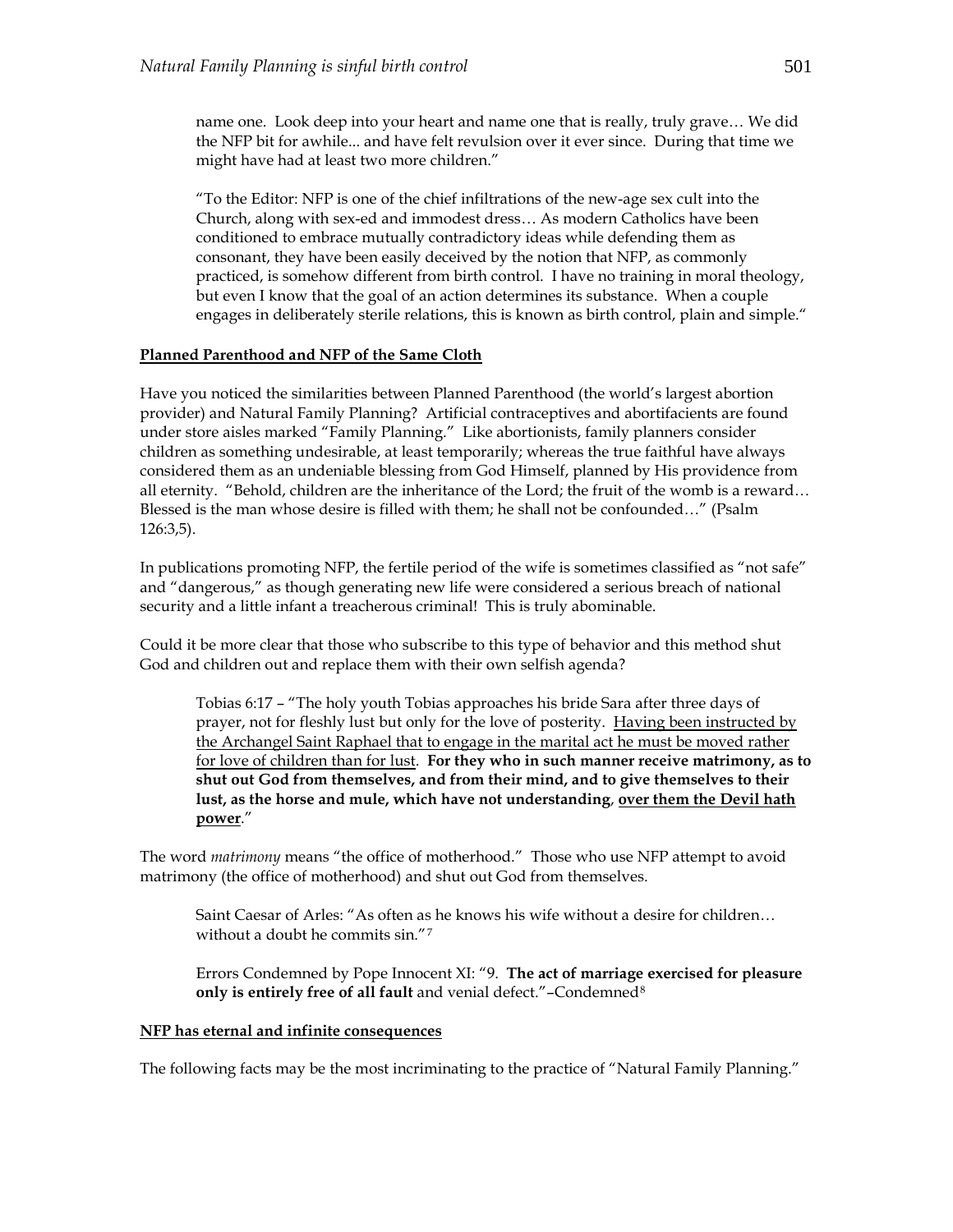> name one. Look deep into your heart and name one that is really, truly grave… We did the NFP bit for awhile... and have felt revulsion over it ever since. During that time we might have had at least two more children."

> "To the Editor: NFP is one of the chief infiltrations of the new-age sex cult into the Church, along with sex-ed and immodest dress… As modern Catholics have been conditioned to embrace mutually contradictory ideas while defending them as consonant, they have been easily deceived by the notion that NFP, as commonly practiced, is somehow different from birth control. I have no training in moral theology, but even I know that the goal of an action determines its substance. When a couple engages in deliberately sterile relations, this is known as birth control, plain and simple."

**<u>Planned Parenthood and NFP of the Same Cloth</u>**

Have you noticed the similarities between Planned Parenthood (the world's largest abortion provider) and Natural Family Planning? Artificial contraceptives and abortifacients are found under store aisles marked "Family Planning." Like abortionists, family planners consider children as something undesirable, at least temporarily; whereas the true faithful have always considered them as an undeniable blessing from God Himself, planned by His providence from all eternity. "Behold, children are the inheritance of the Lord; the fruit of the womb is a reward… Blessed is the man whose desire is filled with them; he shall not be confounded…" (Psalm 126:3,5).

In publications promoting NFP, the fertile period of the wife is sometimes classified as "not safe" and "dangerous," as though generating new life were considered a serious breach of national security and a little infant a treacherous criminal! This is truly abominable.

Could it be more clear that those who subscribe to this type of behavior and this method shut God and children out and replace them with their own selfish agenda?

> Tobias 6:17 – "The holy youth Tobias approaches his bride Sara after three days of prayer, not for fleshly lust but only for the love of posterity. <u>Having been instructed by the Archangel Saint Raphael that to engage in the marital act he must be moved rather for love of children than for lust</u>. **For they who in such manner receive matrimony, as to shut out God from themselves, and from their mind, and to give themselves to their lust, as the horse and mule, which have not understanding**, **<u>over them the Devil hath power</u>**."

The word *matrimony* means "the office of motherhood." Those who use NFP attempt to avoid matrimony (the office of motherhood) and shut out God from themselves.

> Saint Caesar of Arles: "As often as he knows his wife without a desire for children… without a doubt he commits sin."[7]

> Errors Condemned by Pope Innocent XI: "9. **The act of marriage exercised for pleasure only is entirely free of all fault** and venial defect."–Condemned[8]

**<u>NFP has eternal and infinite consequences</u>**

The following facts may be the most incriminating to the practice of "Natural Family Planning."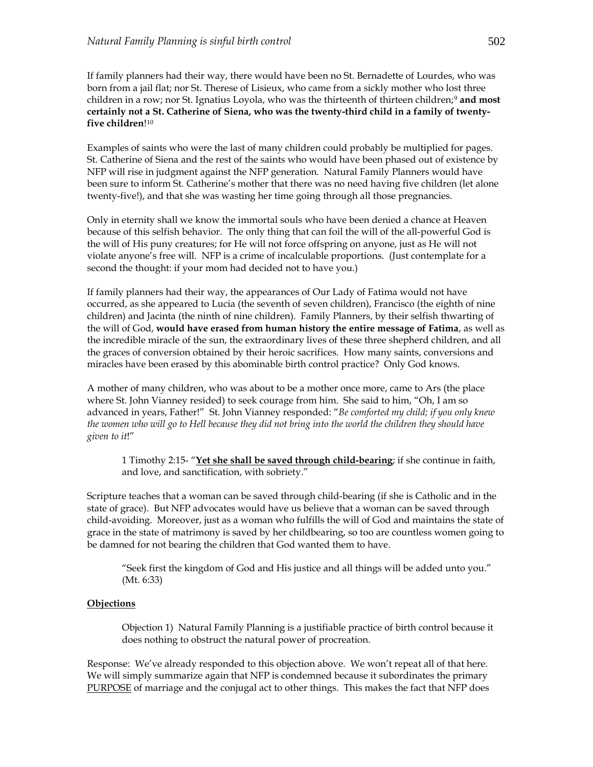If family planners had their way, there would have been no St. Bernadette of Lourdes, who was born from a jail flat; nor St. Therese of Lisieux, who came from a sickly mother who lost three children in a row; nor St. Ignatius Loyola, who was the thirteenth of thirteen children;[9] **and most certainly not a St. Catherine of Siena, who was the twenty-third child in a family of twenty-five children**![10]

Examples of saints who were the last of many children could probably be multiplied for pages. St. Catherine of Siena and the rest of the saints who would have been phased out of existence by NFP will rise in judgment against the NFP generation. Natural Family Planners would have been sure to inform St. Catherine's mother that there was no need having five children (let alone twenty-five!), and that she was wasting her time going through all those pregnancies.

Only in eternity shall we know the immortal souls who have been denied a chance at Heaven because of this selfish behavior. The only thing that can foil the will of the all-powerful God is the will of His puny creatures; for He will not force offspring on anyone, just as He will not violate anyone's free will. NFP is a crime of incalculable proportions. (Just contemplate for a second the thought: if your mom had decided not to have you.)

If family planners had their way, the appearances of Our Lady of Fatima would not have occurred, as she appeared to Lucia (the seventh of seven children), Francisco (the eighth of nine children) and Jacinta (the ninth of nine children). Family Planners, by their selfish thwarting of the will of God, **would have erased from human history the entire message of Fatima**, as well as the incredible miracle of the sun, the extraordinary lives of these three shepherd children, and all the graces of conversion obtained by their heroic sacrifices. How many saints, conversions and miracles have been erased by this abominable birth control practice? Only God knows.

A mother of many children, who was about to be a mother once more, came to Ars (the place where St. John Vianney resided) to seek courage from him. She said to him, "Oh, I am so advanced in years, Father!" St. John Vianney responded: "*Be comforted my child; if you only knew the women who will go to Hell because they did not bring into the world the children they should have given to it*!"

> 1 Timothy 2:15- "<u>**Yet she shall be saved through child-bearing**</u>; if she continue in faith, and love, and sanctification, with sobriety."

Scripture teaches that a woman can be saved through child-bearing (if she is Catholic and in the state of grace). But NFP advocates would have us believe that a woman can be saved through child-avoiding. Moreover, just as a woman who fulfills the will of God and maintains the state of grace in the state of matrimony is saved by her childbearing, so too are countless women going to be damned for not bearing the children that God wanted them to have.

> "Seek first the kingdom of God and His justice and all things will be added unto you." (Mt. 6:33)

**<u>Objections</u>**

> Objection 1) Natural Family Planning is a justifiable practice of birth control because it does nothing to obstruct the natural power of procreation.

Response: We've already responded to this objection above. We won't repeat all of that here. We will simply summarize again that NFP is condemned because it subordinates the primary <u>PURPOSE</u> of marriage and the conjugal act to other things. This makes the fact that NFP does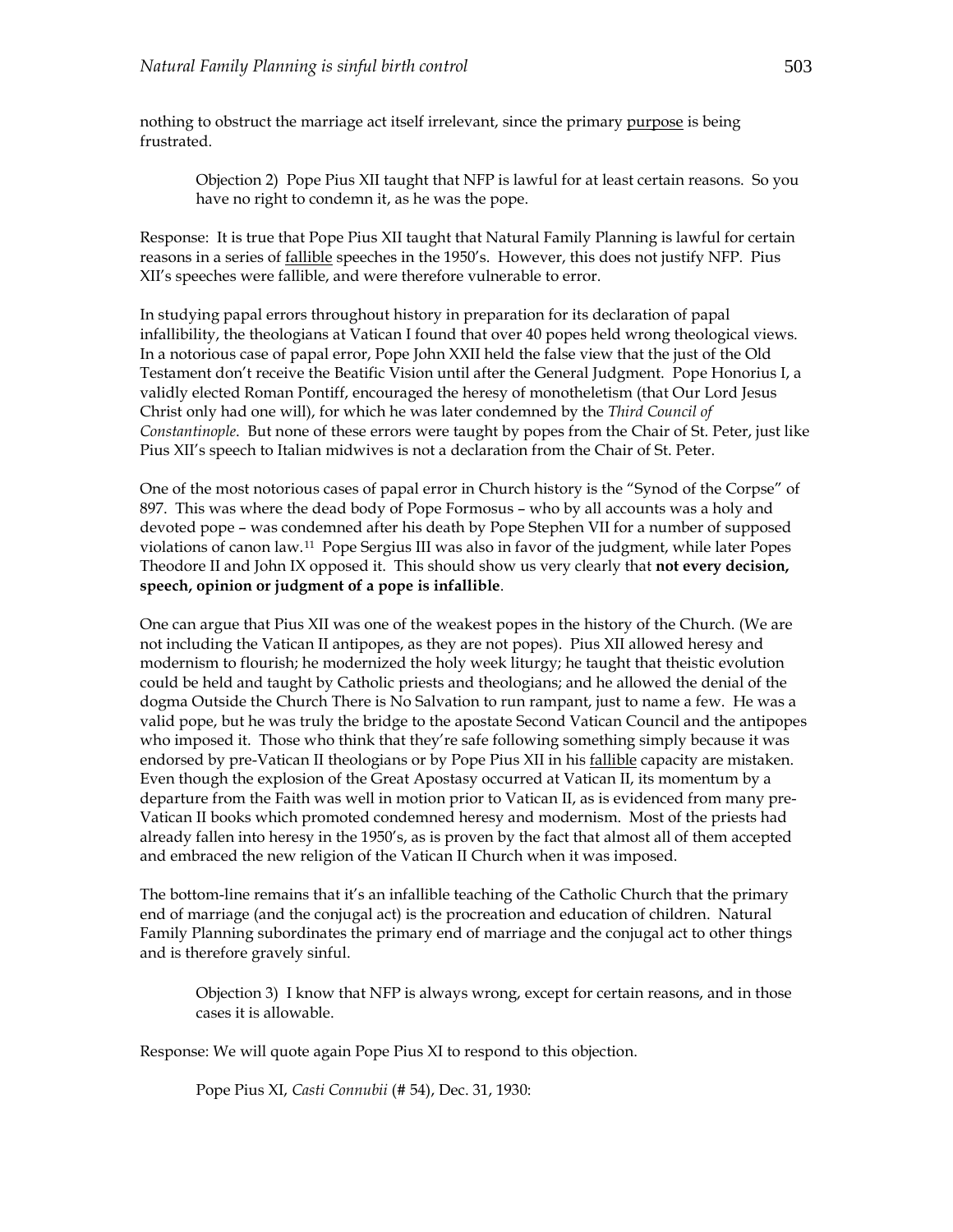nothing to obstruct the marriage act itself irrelevant, since the primary purpose is being frustrated.

> Objection 2) Pope Pius XII taught that NFP is lawful for at least certain reasons. So you have no right to condemn it, as he was the pope.

Response: It is true that Pope Pius XII taught that Natural Family Planning is lawful for certain reasons in a series of fallible speeches in the 1950's. However, this does not justify NFP. Pius XII's speeches were fallible, and were therefore vulnerable to error.

In studying papal errors throughout history in preparation for its declaration of papal infallibility, the theologians at Vatican I found that over 40 popes held wrong theological views. In a notorious case of papal error, Pope John XXII held the false view that the just of the Old Testament don't receive the Beatific Vision until after the General Judgment. Pope Honorius I, a validly elected Roman Pontiff, encouraged the heresy of monotheletism (that Our Lord Jesus Christ only had one will), for which he was later condemned by the *Third Council of Constantinople*. But none of these errors were taught by popes from the Chair of St. Peter, just like Pius XII's speech to Italian midwives is not a declaration from the Chair of St. Peter.

One of the most notorious cases of papal error in Church history is the "Synod of the Corpse" of 897. This was where the dead body of Pope Formosus – who by all accounts was a holy and devoted pope – was condemned after his death by Pope Stephen VII for a number of supposed violations of canon law.[11] Pope Sergius III was also in favor of the judgment, while later Popes Theodore II and John IX opposed it. This should show us very clearly that **not every decision, speech, opinion or judgment of a pope is infallible**.

One can argue that Pius XII was one of the weakest popes in the history of the Church. (We are not including the Vatican II antipopes, as they are not popes). Pius XII allowed heresy and modernism to flourish; he modernized the holy week liturgy; he taught that theistic evolution could be held and taught by Catholic priests and theologians; and he allowed the denial of the dogma Outside the Church There is No Salvation to run rampant, just to name a few. He was a valid pope, but he was truly the bridge to the apostate Second Vatican Council and the antipopes who imposed it. Those who think that they're safe following something simply because it was endorsed by pre-Vatican II theologians or by Pope Pius XII in his fallible capacity are mistaken. Even though the explosion of the Great Apostasy occurred at Vatican II, its momentum by a departure from the Faith was well in motion prior to Vatican II, as is evidenced from many pre-Vatican II books which promoted condemned heresy and modernism. Most of the priests had already fallen into heresy in the 1950's, as is proven by the fact that almost all of them accepted and embraced the new religion of the Vatican II Church when it was imposed.

The bottom-line remains that it's an infallible teaching of the Catholic Church that the primary end of marriage (and the conjugal act) is the procreation and education of children. Natural Family Planning subordinates the primary end of marriage and the conjugal act to other things and is therefore gravely sinful.

> Objection 3) I know that NFP is always wrong, except for certain reasons, and in those cases it is allowable.

Response: We will quote again Pope Pius XI to respond to this objection.

> Pope Pius XI, *Casti Connubii* (# 54), Dec. 31, 1930: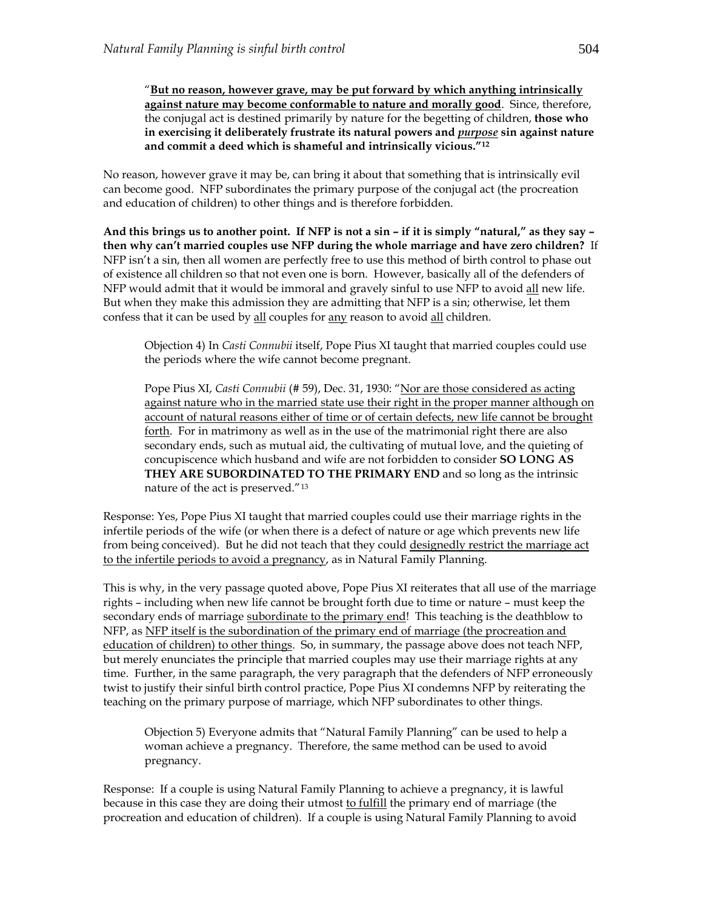> "**<u>But no reason, however grave, may be put forward by which anything intrinsically against nature may become conformable to nature and morally good</u>**. Since, therefore, the conjugal act is destined primarily by nature for the begetting of children, **those who in exercising it deliberately frustrate its natural powers and <u>*purpose*</u> sin against nature and commit a deed which is shameful and intrinsically vicious."[12]**

No reason, however grave it may be, can bring it about that something that is intrinsically evil can become good. NFP subordinates the primary purpose of the conjugal act (the procreation and education of children) to other things and is therefore forbidden.

**And this brings us to another point. If NFP is not a sin – if it is simply "natural," as they say – then why can't married couples use NFP during the whole marriage and have zero children?** If NFP isn't a sin, then all women are perfectly free to use this method of birth control to phase out of existence all children so that not even one is born. However, basically all of the defenders of NFP would admit that it would be immoral and gravely sinful to use NFP to avoid <u>all</u> new life. But when they make this admission they are admitting that NFP is a sin; otherwise, let them confess that it can be used by <u>all</u> couples for <u>any</u> reason to avoid <u>all</u> children.

> Objection 4) In *Casti Connubii* itself, Pope Pius XI taught that married couples could use the periods where the wife cannot become pregnant.
>
> Pope Pius XI, *Casti Connubii* (# 59), Dec. 31, 1930: "<u>Nor are those considered as acting against nature who in the married state use their right in the proper manner although on account of natural reasons either of time or of certain defects, new life cannot be brought forth</u>. For in matrimony as well as in the use of the matrimonial right there are also secondary ends, such as mutual aid, the cultivating of mutual love, and the quieting of concupiscence which husband and wife are not forbidden to consider **SO LONG AS THEY ARE SUBORDINATED TO THE PRIMARY END** and so long as the intrinsic nature of the act is preserved."[13]

Response: Yes, Pope Pius XI taught that married couples could use their marriage rights in the infertile periods of the wife (or when there is a defect of nature or age which prevents new life from being conceived). But he did not teach that they could <u>designedly restrict the marriage act to the infertile periods to avoid a pregnancy</u>, as in Natural Family Planning.

This is why, in the very passage quoted above, Pope Pius XI reiterates that all use of the marriage rights – including when new life cannot be brought forth due to time or nature – must keep the secondary ends of marriage <u>subordinate to the primary end</u>! This teaching is the deathblow to NFP, as <u>NFP itself is the subordination of the primary end of marriage (the procreation and education of children) to other things</u>. So, in summary, the passage above does not teach NFP, but merely enunciates the principle that married couples may use their marriage rights at any time. Further, in the same paragraph, the very paragraph that the defenders of NFP erroneously twist to justify their sinful birth control practice, Pope Pius XI condemns NFP by reiterating the teaching on the primary purpose of marriage, which NFP subordinates to other things.

> Objection 5) Everyone admits that "Natural Family Planning" can be used to help a woman achieve a pregnancy. Therefore, the same method can be used to avoid pregnancy.

Response: If a couple is using Natural Family Planning to achieve a pregnancy, it is lawful because in this case they are doing their utmost <u>to fulfill</u> the primary end of marriage (the procreation and education of children). If a couple is using Natural Family Planning to avoid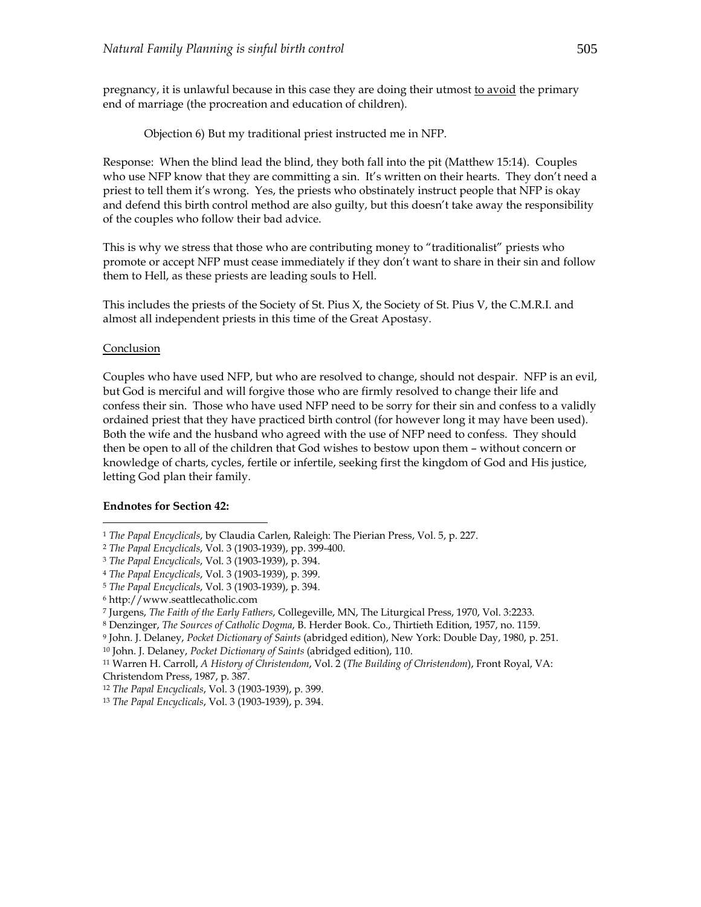pregnancy, it is unlawful because in this case they are doing their utmost <u>to avoid</u> the primary end of marriage (the procreation and education of children).

Objection 6) But my traditional priest instructed me in NFP.

Response: When the blind lead the blind, they both fall into the pit (Matthew 15:14). Couples who use NFP know that they are committing a sin. It's written on their hearts. They don't need a priest to tell them it's wrong. Yes, the priests who obstinately instruct people that NFP is okay and defend this birth control method are also guilty, but this doesn't take away the responsibility of the couples who follow their bad advice.

This is why we stress that those who are contributing money to "traditionalist" priests who promote or accept NFP must cease immediately if they don't want to share in their sin and follow them to Hell, as these priests are leading souls to Hell.

This includes the priests of the Society of St. Pius X, the Society of St. Pius V, the C.M.R.I. and almost all independent priests in this time of the Great Apostasy.

<u>Conclusion</u>

Couples who have used NFP, but who are resolved to change, should not despair. NFP is an evil, but God is merciful and will forgive those who are firmly resolved to change their life and confess their sin. Those who have used NFP need to be sorry for their sin and confess to a validly ordained priest that they have practiced birth control (for however long it may have been used). Both the wife and the husband who agreed with the use of NFP need to confess. They should then be open to all of the children that God wishes to bestow upon them – without concern or knowledge of charts, cycles, fertile or infertile, seeking first the kingdom of God and His justice, letting God plan their family.

**Endnotes for Section 42:**

[1] *The Papal Encyclicals*, by Claudia Carlen, Raleigh: The Pierian Press, Vol. 5, p. 227.
[2] *The Papal Encyclicals*, Vol. 3 (1903-1939), pp. 399-400.
[3] *The Papal Encyclicals*, Vol. 3 (1903-1939), p. 394.
[4] *The Papal Encyclicals*, Vol. 3 (1903-1939), p. 399.
[5] *The Papal Encyclicals*, Vol. 3 (1903-1939), p. 394.
[6] http://www.seattlecatholic.com
[7] Jurgens, *The Faith of the Early Fathers*, Collegeville, MN, The Liturgical Press, 1970, Vol. 3:2233.
[8] Denzinger, *The Sources of Catholic Dogma*, B. Herder Book. Co., Thirtieth Edition, 1957, no. 1159.
[9] John. J. Delaney, *Pocket Dictionary of Saints* (abridged edition), New York: Double Day, 1980, p. 251.
[10] John. J. Delaney, *Pocket Dictionary of Saints* (abridged edition), 110.
[11] Warren H. Carroll, *A History of Christendom*, Vol. 2 (*The Building of Christendom*), Front Royal, VA: Christendom Press, 1987, p. 387.
[12] *The Papal Encyclicals*, Vol. 3 (1903-1939), p. 399.
[13] *The Papal Encyclicals*, Vol. 3 (1903-1939), p. 394.